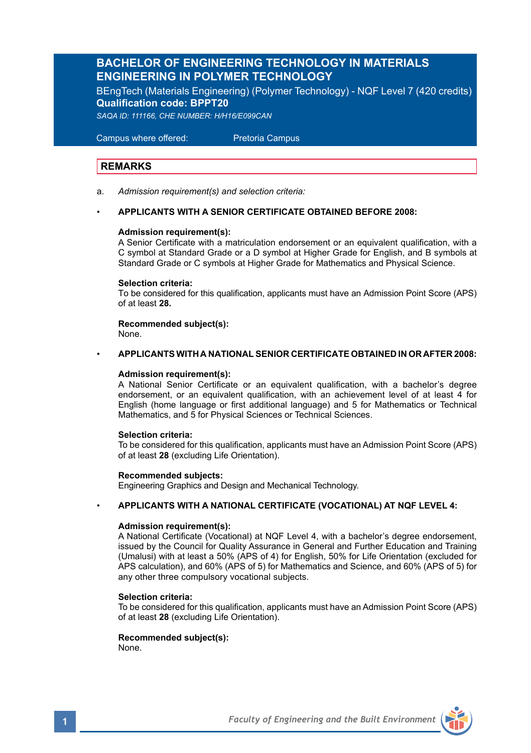# BACHELOR OF ENGINEERING TECHNOLOGY IN MATERIALS ENGINEERING IN POLYMER TECHNOLOGY

BEngTech (Materials Engineering) (Polymer Technology) - NQF Level 7 (420 credits)
**Qualification code: BPPT20**

*SAQA ID: 111166, CHE NUMBER: H/H16/E099CAN*

Campus where offered: Pretoria Campus

## REMARKS

a. *Admission requirement(s) and selection criteria:*

- **APPLICANTS WITH A SENIOR CERTIFICATE OBTAINED BEFORE 2008:**

**Admission requirement(s):**
A Senior Certificate with a matriculation endorsement or an equivalent qualification, with a C symbol at Standard Grade or a D symbol at Higher Grade for English, and B symbols at Standard Grade or C symbols at Higher Grade for Mathematics and Physical Science.

**Selection criteria:**
To be considered for this qualification, applicants must have an Admission Point Score (APS) of at least **28.**

**Recommended subject(s):**
None.

- **APPLICANTS WITH A NATIONAL SENIOR CERTIFICATE OBTAINED IN OR AFTER 2008:**

**Admission requirement(s):**
A National Senior Certificate or an equivalent qualification, with a bachelor's degree endorsement, or an equivalent qualification, with an achievement level of at least 4 for English (home language or first additional language) and 5 for Mathematics or Technical Mathematics, and 5 for Physical Sciences or Technical Sciences.

**Selection criteria:**
To be considered for this qualification, applicants must have an Admission Point Score (APS) of at least **28** (excluding Life Orientation).

**Recommended subjects:**
Engineering Graphics and Design and Mechanical Technology.

- **APPLICANTS WITH A NATIONAL CERTIFICATE (VOCATIONAL) AT NQF LEVEL 4:**

**Admission requirement(s):**
A National Certificate (Vocational) at NQF Level 4, with a bachelor's degree endorsement, issued by the Council for Quality Assurance in General and Further Education and Training (Umalusi) with at least a 50% (APS of 4) for English, 50% for Life Orientation (excluded for APS calculation), and 60% (APS of 5) for Mathematics and Science, and 60% (APS of 5) for any other three compulsory vocational subjects.

**Selection criteria:**
To be considered for this qualification, applicants must have an Admission Point Score (APS) of at least **28** (excluding Life Orientation).

**Recommended subject(s):**
None.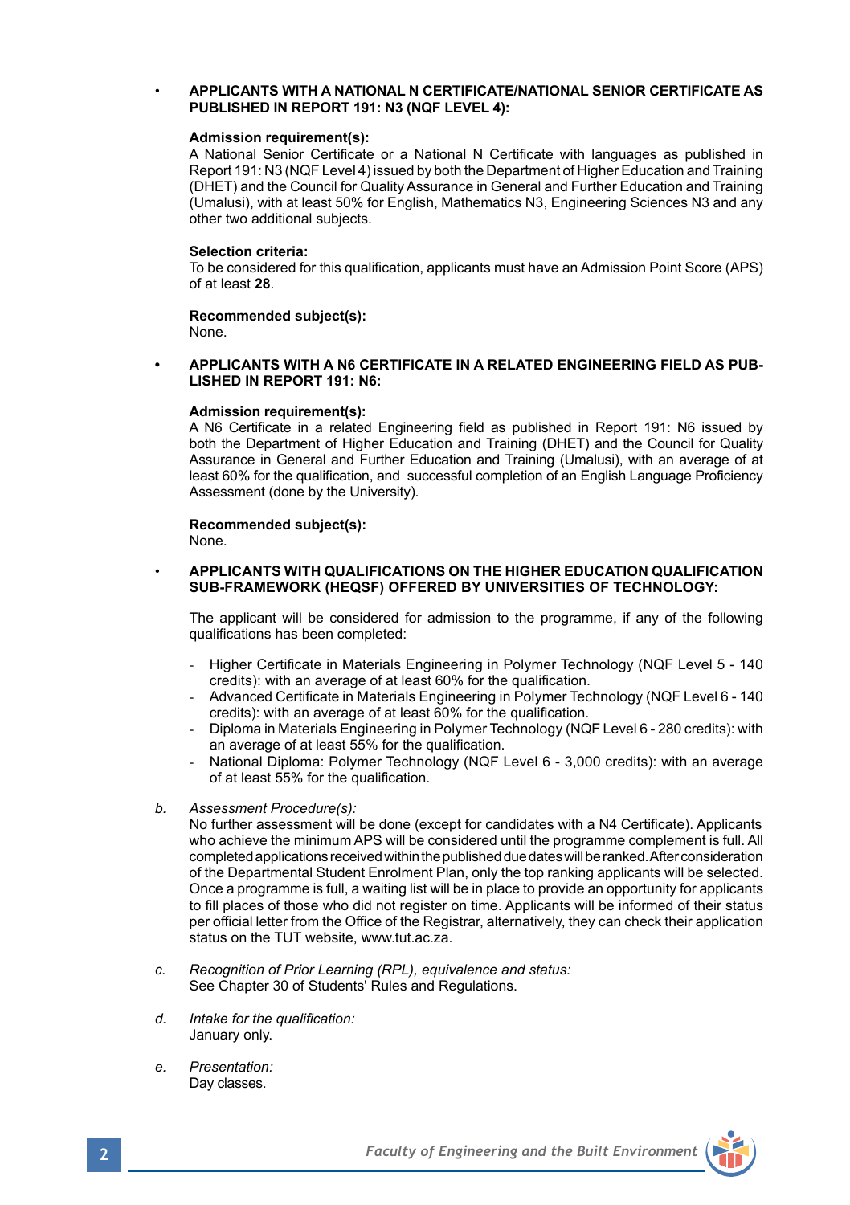- **APPLICANTS WITH A NATIONAL N CERTIFICATE/NATIONAL SENIOR CERTIFICATE AS PUBLISHED IN REPORT 191: N3 (NQF LEVEL 4):**

  **Admission requirement(s):**
  A National Senior Certificate or a National N Certificate with languages as published in Report 191: N3 (NQF Level 4) issued by both the Department of Higher Education and Training (DHET) and the Council for Quality Assurance in General and Further Education and Training (Umalusi), with at least 50% for English, Mathematics N3, Engineering Sciences N3 and any other two additional subjects.

  **Selection criteria:**
  To be considered for this qualification, applicants must have an Admission Point Score (APS) of at least **28**.

  **Recommended subject(s):**
  None.

- **APPLICANTS WITH A N6 CERTIFICATE IN A RELATED ENGINEERING FIELD AS PUBLISHED IN REPORT 191: N6:**

  **Admission requirement(s):**
  A N6 Certificate in a related Engineering field as published in Report 191: N6 issued by both the Department of Higher Education and Training (DHET) and the Council for Quality Assurance in General and Further Education and Training (Umalusi), with an average of at least 60% for the qualification, and successful completion of an English Language Proficiency Assessment (done by the University).

  **Recommended subject(s):**
  None.

- **APPLICANTS WITH QUALIFICATIONS ON THE HIGHER EDUCATION QUALIFICATION SUB-FRAMEWORK (HEQSF) OFFERED BY UNIVERSITIES OF TECHNOLOGY:**

  The applicant will be considered for admission to the programme, if any of the following qualifications has been completed:

  - Higher Certificate in Materials Engineering in Polymer Technology (NQF Level 5 - 140 credits): with an average of at least 60% for the qualification.
  - Advanced Certificate in Materials Engineering in Polymer Technology (NQF Level 6 - 140 credits): with an average of at least 60% for the qualification.
  - Diploma in Materials Engineering in Polymer Technology (NQF Level 6 - 280 credits): with an average of at least 55% for the qualification.
  - National Diploma: Polymer Technology (NQF Level 6 - 3,000 credits): with an average of at least 55% for the qualification.

b. *Assessment Procedure(s):*
No further assessment will be done (except for candidates with a N4 Certificate). Applicants who achieve the minimum APS will be considered until the programme complement is full. All completed applications received within the published due dates will be ranked. After consideration of the Departmental Student Enrolment Plan, only the top ranking applicants will be selected. Once a programme is full, a waiting list will be in place to provide an opportunity for applicants to fill places of those who did not register on time. Applicants will be informed of their status per official letter from the Office of the Registrar, alternatively, they can check their application status on the TUT website, www.tut.ac.za.

c. *Recognition of Prior Learning (RPL), equivalence and status:*
See Chapter 30 of Students' Rules and Regulations.

d. *Intake for the qualification:*
January only.

e. *Presentation:*
Day classes.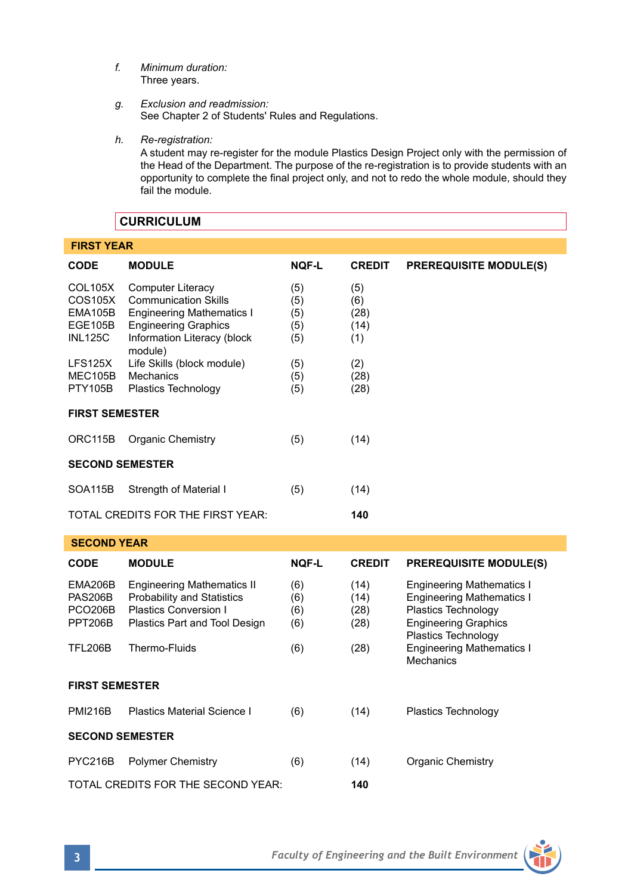f. *Minimum duration:*
Three years.

g. *Exclusion and readmission:*
See Chapter 2 of Students' Rules and Regulations.

h. *Re-registration:*
A student may re-register for the module Plastics Design Project only with the permission of the Head of the Department. The purpose of the re-registration is to provide students with an opportunity to complete the final project only, and not to redo the whole module, should they fail the module.

## CURRICULUM

### FIRST YEAR

| CODE | MODULE | NQF-L | CREDIT | PREREQUISITE MODULE(S) |
|---|---|---|---|---|
| COL105X | Computer Literacy | (5) | (5) | |
| COS105X | Communication Skills | (5) | (6) | |
| EMA105B | Engineering Mathematics I | (5) | (28) | |
| EGE105B | Engineering Graphics | (5) | (14) | |
| INL125C | Information Literacy (block module) | (5) | (1) | |
| LFS125X | Life Skills (block module) | (5) | (2) | |
| MEC105B | Mechanics | (5) | (28) | |
| PTY105B | Plastics Technology | (5) | (28) | |
| **FIRST SEMESTER** | | | | |
| ORC115B | Organic Chemistry | (5) | (14) | |
| **SECOND SEMESTER** | | | | |
| SOA115B | Strength of Material I | (5) | (14) | |
| TOTAL CREDITS FOR THE FIRST YEAR: | | | **140** | |

### SECOND YEAR

| CODE | MODULE | NQF-L | CREDIT | PREREQUISITE MODULE(S) |
|---|---|---|---|---|
| EMA206B | Engineering Mathematics II | (6) | (14) | Engineering Mathematics I |
| PAS206B | Probability and Statistics | (6) | (14) | Engineering Mathematics I |
| PCO206B | Plastics Conversion I | (6) | (28) | Plastics Technology |
| PPT206B | Plastics Part and Tool Design | (6) | (28) | Engineering Graphics<br>Plastics Technology |
| TFL206B | Thermo-Fluids | (6) | (28) | Engineering Mathematics I<br>Mechanics |
| **FIRST SEMESTER** | | | | |
| PMI216B | Plastics Material Science I | (6) | (14) | Plastics Technology |
| **SECOND SEMESTER** | | | | |
| PYC216B | Polymer Chemistry | (6) | (14) | Organic Chemistry |
| TOTAL CREDITS FOR THE SECOND YEAR: | | | **140** | |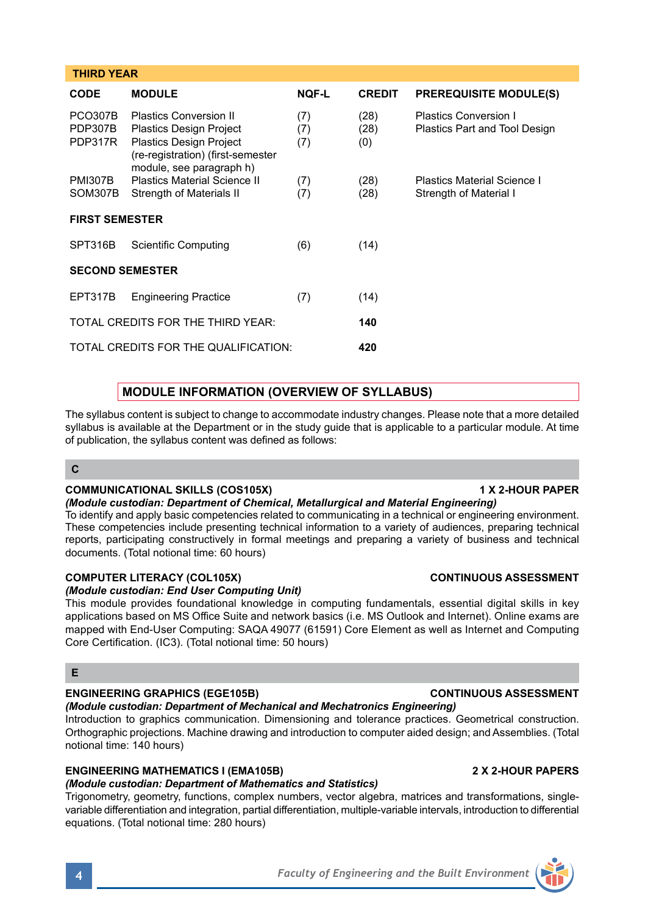## THIRD YEAR

| CODE | MODULE | NQF-L | CREDIT | PREREQUISITE MODULE(S) |
|---|---|---|---|---|
| PCO307B | Plastics Conversion II | (7) | (28) | Plastics Conversion I |
| PDP307B | Plastics Design Project | (7) | (28) | Plastics Part and Tool Design |
| PDP317R | Plastics Design Project (re-registration) (first-semester module, see paragraph h) | (7) | (0) | |
| PMI307B | Plastics Material Science II | (7) | (28) | Plastics Material Science I |
| SOM307B | Strength of Materials II | (7) | (28) | Strength of Material I |
| **FIRST SEMESTER** | | | | |
| SPT316B | Scientific Computing | (6) | (14) | |
| **SECOND SEMESTER** | | | | |
| EPT317B | Engineering Practice | (7) | (14) | |
| TOTAL CREDITS FOR THE THIRD YEAR: | | | **140** | |
| TOTAL CREDITS FOR THE QUALIFICATION: | | | **420** | |

## MODULE INFORMATION (OVERVIEW OF SYLLABUS)

The syllabus content is subject to change to accommodate industry changes. Please note that a more detailed syllabus is available at the Department or in the study guide that is applicable to a particular module. At time of publication, the syllabus content was defined as follows:

### C

**COMMUNICATIONAL SKILLS (COS105X)** — **1 X 2-HOUR PAPER**
***(Module custodian: Department of Chemical, Metallurgical and Material Engineering)***
To identify and apply basic competencies related to communicating in a technical or engineering environment. These competencies include presenting technical information to a variety of audiences, preparing technical reports, participating constructively in formal meetings and preparing a variety of business and technical documents. (Total notional time: 60 hours)

**COMPUTER LITERACY (COL105X)** — **CONTINUOUS ASSESSMENT**
***(Module custodian: End User Computing Unit)***
This module provides foundational knowledge in computing fundamentals, essential digital skills in key applications based on MS Office Suite and network basics (i.e. MS Outlook and Internet). Online exams are mapped with End-User Computing: SAQA 49077 (61591) Core Element as well as Internet and Computing Core Certification. (IC3). (Total notional time: 50 hours)

### E

**ENGINEERING GRAPHICS (EGE105B)** — **CONTINUOUS ASSESSMENT**
***(Module custodian: Department of Mechanical and Mechatronics Engineering)***
Introduction to graphics communication. Dimensioning and tolerance practices. Geometrical construction. Orthographic projections. Machine drawing and introduction to computer aided design; and Assemblies. (Total notional time: 140 hours)

**ENGINEERING MATHEMATICS I (EMA105B)** — **2 X 2-HOUR PAPERS**
***(Module custodian: Department of Mathematics and Statistics)***
Trigonometry, geometry, functions, complex numbers, vector algebra, matrices and transformations, single-variable differentiation and integration, partial differentiation, multiple-variable intervals, introduction to differential equations. (Total notional time: 280 hours)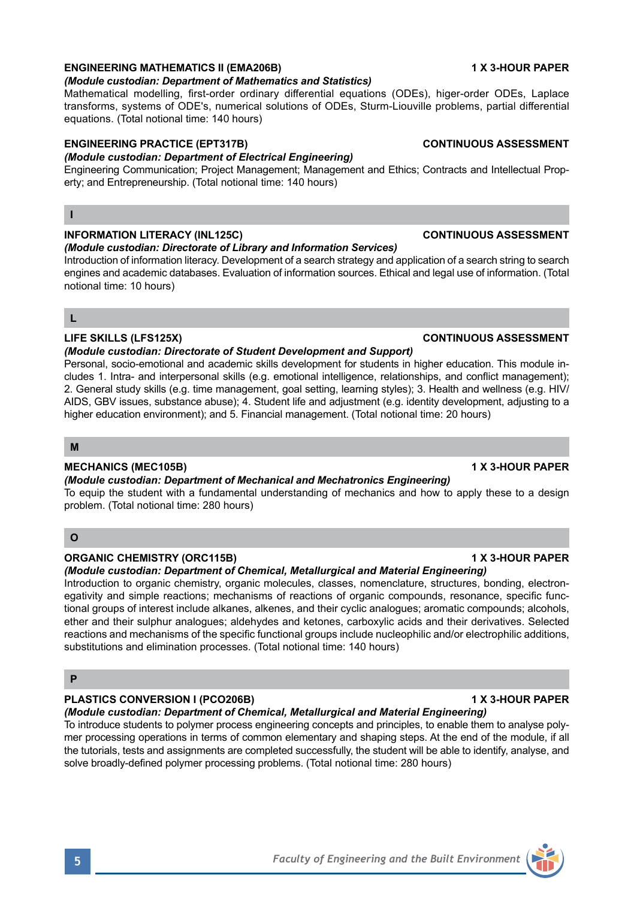**ENGINEERING MATHEMATICS II (EMA206B)** **1 X 3-HOUR PAPER**

***(Module custodian: Department of Mathematics and Statistics)***

Mathematical modelling, first-order ordinary differential equations (ODEs), higer-order ODEs, Laplace transforms, systems of ODE's, numerical solutions of ODEs, Sturm-Liouville problems, partial differential equations. (Total notional time: 140 hours)

**ENGINEERING PRACTICE (EPT317B)** **CONTINUOUS ASSESSMENT**

***(Module custodian: Department of Electrical Engineering)***

Engineering Communication; Project Management; Management and Ethics; Contracts and Intellectual Property; and Entrepreneurship. (Total notional time: 140 hours)

## I

**INFORMATION LITERACY (INL125C)** **CONTINUOUS ASSESSMENT**

***(Module custodian: Directorate of Library and Information Services)***

Introduction of information literacy. Development of a search strategy and application of a search string to search engines and academic databases. Evaluation of information sources. Ethical and legal use of information. (Total notional time: 10 hours)

## L

**LIFE SKILLS (LFS125X)** **CONTINUOUS ASSESSMENT**

***(Module custodian: Directorate of Student Development and Support)***

Personal, socio-emotional and academic skills development for students in higher education. This module includes 1. Intra- and interpersonal skills (e.g. emotional intelligence, relationships, and conflict management); 2. General study skills (e.g. time management, goal setting, learning styles); 3. Health and wellness (e.g. HIV/AIDS, GBV issues, substance abuse); 4. Student life and adjustment (e.g. identity development, adjusting to a higher education environment); and 5. Financial management. (Total notional time: 20 hours)

## M

**MECHANICS (MEC105B)** **1 X 3-HOUR PAPER**

***(Module custodian: Department of Mechanical and Mechatronics Engineering)***

To equip the student with a fundamental understanding of mechanics and how to apply these to a design problem. (Total notional time: 280 hours)

## O

**ORGANIC CHEMISTRY (ORC115B)** **1 X 3-HOUR PAPER**

***(Module custodian: Department of Chemical, Metallurgical and Material Engineering)***

Introduction to organic chemistry, organic molecules, classes, nomenclature, structures, bonding, electronegativity and simple reactions; mechanisms of reactions of organic compounds, resonance, specific functional groups of interest include alkanes, alkenes, and their cyclic analogues; aromatic compounds; alcohols, ether and their sulphur analogues; aldehydes and ketones, carboxylic acids and their derivatives. Selected reactions and mechanisms of the specific functional groups include nucleophilic and/or electrophilic additions, substitutions and elimination processes. (Total notional time: 140 hours)

## P

**PLASTICS CONVERSION I (PCO206B)** **1 X 3-HOUR PAPER**

***(Module custodian: Department of Chemical, Metallurgical and Material Engineering)***

To introduce students to polymer process engineering concepts and principles, to enable them to analyse polymer processing operations in terms of common elementary and shaping steps. At the end of the module, if all the tutorials, tests and assignments are completed successfully, the student will be able to identify, analyse, and solve broadly-defined polymer processing problems. (Total notional time: 280 hours)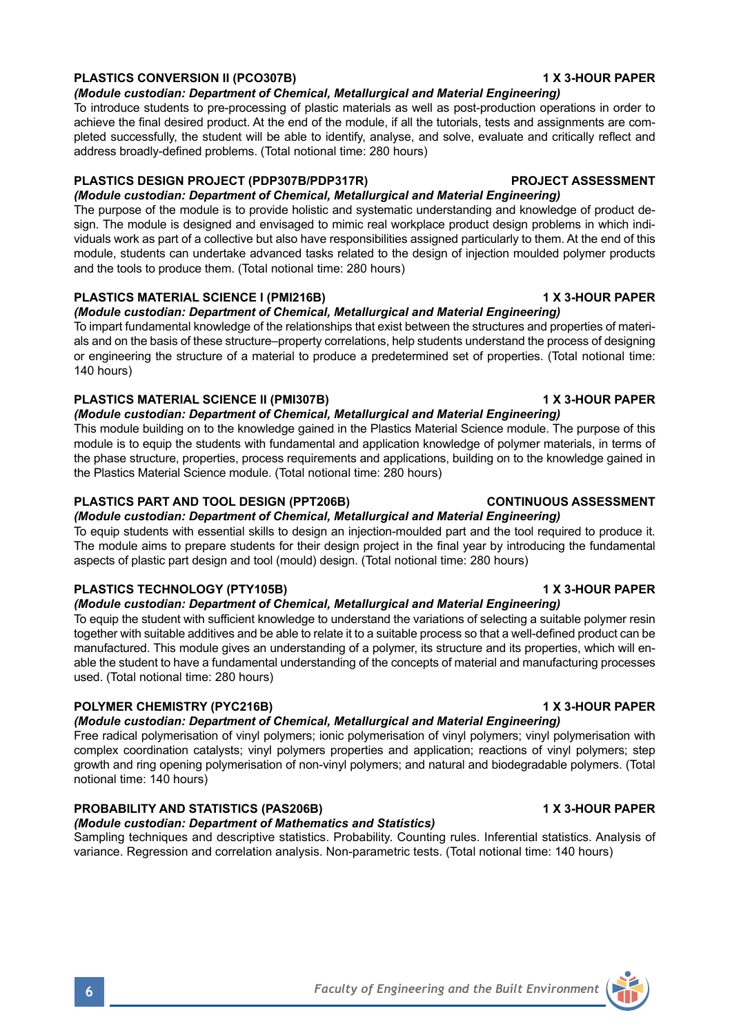**PLASTICS CONVERSION II (PCO307B) 1 X 3-HOUR PAPER**

***(Module custodian: Department of Chemical, Metallurgical and Material Engineering)***

To introduce students to pre-processing of plastic materials as well as post-production operations in order to achieve the final desired product. At the end of the module, if all the tutorials, tests and assignments are completed successfully, the student will be able to identify, analyse, and solve, evaluate and critically reflect and address broadly-defined problems. (Total notional time: 280 hours)

**PLASTICS DESIGN PROJECT (PDP307B/PDP317R) PROJECT ASSESSMENT**

***(Module custodian: Department of Chemical, Metallurgical and Material Engineering)***

The purpose of the module is to provide holistic and systematic understanding and knowledge of product design. The module is designed and envisaged to mimic real workplace product design problems in which individuals work as part of a collective but also have responsibilities assigned particularly to them. At the end of this module, students can undertake advanced tasks related to the design of injection moulded polymer products and the tools to produce them. (Total notional time: 280 hours)

**PLASTICS MATERIAL SCIENCE I (PMI216B) 1 X 3-HOUR PAPER**

***(Module custodian: Department of Chemical, Metallurgical and Material Engineering)***

To impart fundamental knowledge of the relationships that exist between the structures and properties of materials and on the basis of these structure–property correlations, help students understand the process of designing or engineering the structure of a material to produce a predetermined set of properties. (Total notional time: 140 hours)

**PLASTICS MATERIAL SCIENCE II (PMI307B) 1 X 3-HOUR PAPER**

***(Module custodian: Department of Chemical, Metallurgical and Material Engineering)***

This module building on to the knowledge gained in the Plastics Material Science module. The purpose of this module is to equip the students with fundamental and application knowledge of polymer materials, in terms of the phase structure, properties, process requirements and applications, building on to the knowledge gained in the Plastics Material Science module. (Total notional time: 280 hours)

**PLASTICS PART AND TOOL DESIGN (PPT206B) CONTINUOUS ASSESSMENT**

***(Module custodian: Department of Chemical, Metallurgical and Material Engineering)***

To equip students with essential skills to design an injection-moulded part and the tool required to produce it. The module aims to prepare students for their design project in the final year by introducing the fundamental aspects of plastic part design and tool (mould) design. (Total notional time: 280 hours)

**PLASTICS TECHNOLOGY (PTY105B) 1 X 3-HOUR PAPER**

***(Module custodian: Department of Chemical, Metallurgical and Material Engineering)***

To equip the student with sufficient knowledge to understand the variations of selecting a suitable polymer resin together with suitable additives and be able to relate it to a suitable process so that a well-defined product can be manufactured. This module gives an understanding of a polymer, its structure and its properties, which will enable the student to have a fundamental understanding of the concepts of material and manufacturing processes used. (Total notional time: 280 hours)

**POLYMER CHEMISTRY (PYC216B) 1 X 3-HOUR PAPER**

***(Module custodian: Department of Chemical, Metallurgical and Material Engineering)***

Free radical polymerisation of vinyl polymers; ionic polymerisation of vinyl polymers; vinyl polymerisation with complex coordination catalysts; vinyl polymers properties and application; reactions of vinyl polymers; step growth and ring opening polymerisation of non-vinyl polymers; and natural and biodegradable polymers. (Total notional time: 140 hours)

**PROBABILITY AND STATISTICS (PAS206B) 1 X 3-HOUR PAPER**

***(Module custodian: Department of Mathematics and Statistics)***

Sampling techniques and descriptive statistics. Probability. Counting rules. Inferential statistics. Analysis of variance. Regression and correlation analysis. Non-parametric tests. (Total notional time: 140 hours)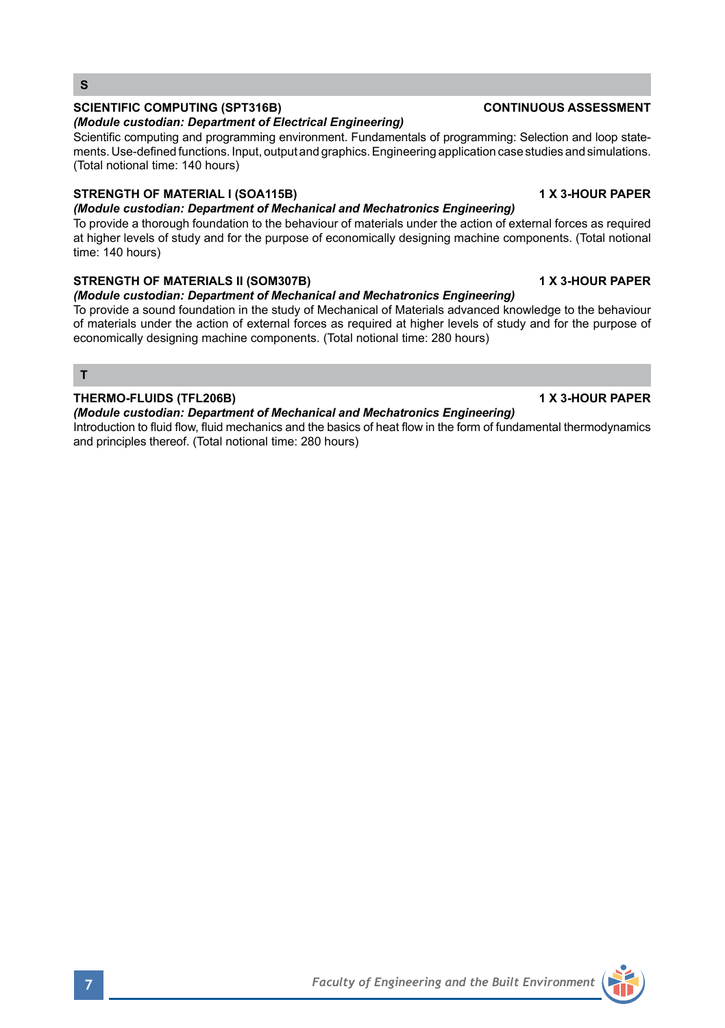## S

**SCIENTIFIC COMPUTING (SPT316B)** **CONTINUOUS ASSESSMENT**

***(Module custodian: Department of Electrical Engineering)***

Scientific computing and programming environment. Fundamentals of programming: Selection and loop statements. Use-defined functions. Input, output and graphics. Engineering application case studies and simulations. (Total notional time: 140 hours)

**STRENGTH OF MATERIAL I (SOA115B)** **1 X 3-HOUR PAPER**

***(Module custodian: Department of Mechanical and Mechatronics Engineering)***

To provide a thorough foundation to the behaviour of materials under the action of external forces as required at higher levels of study and for the purpose of economically designing machine components. (Total notional time: 140 hours)

**STRENGTH OF MATERIALS II (SOM307B)** **1 X 3-HOUR PAPER**

***(Module custodian: Department of Mechanical and Mechatronics Engineering)***

To provide a sound foundation in the study of Mechanical of Materials advanced knowledge to the behaviour of materials under the action of external forces as required at higher levels of study and for the purpose of economically designing machine components. (Total notional time: 280 hours)

## T

**THERMO-FLUIDS (TFL206B)** **1 X 3-HOUR PAPER**

***(Module custodian: Department of Mechanical and Mechatronics Engineering)***

Introduction to fluid flow, fluid mechanics and the basics of heat flow in the form of fundamental thermodynamics and principles thereof. (Total notional time: 280 hours)